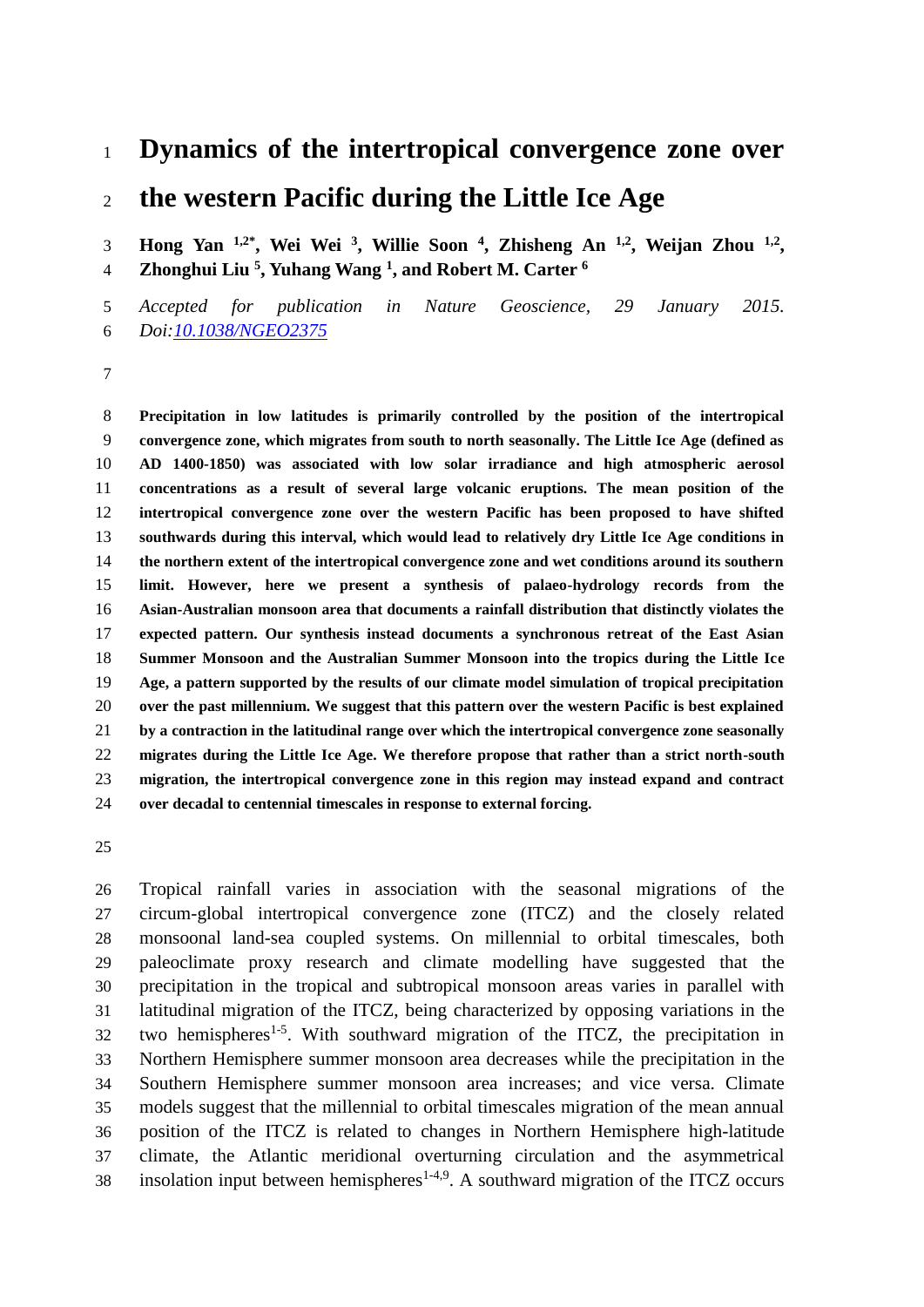# Dynamics of the intertropical convergence zone over the western Pacific during the Little Ice Age

**Hong Yan [1,2*], Wei Wei [3], Willie Soon [4], Zhisheng An [1,2], Weijan Zhou [1,2], Zhonghui Liu [5], Yuhang Wang [1], and Robert M. Carter [6]**

*Accepted for publication in Nature Geoscience, 29 January 2015. Doi:10.1038/NGEO2375*

**Precipitation in low latitudes is primarily controlled by the position of the intertropical convergence zone, which migrates from south to north seasonally. The Little Ice Age (defined as AD 1400-1850) was associated with low solar irradiance and high atmospheric aerosol concentrations as a result of several large volcanic eruptions. The mean position of the intertropical convergence zone over the western Pacific has been proposed to have shifted southwards during this interval, which would lead to relatively dry Little Ice Age conditions in the northern extent of the intertropical convergence zone and wet conditions around its southern limit. However, here we present a synthesis of palaeo-hydrology records from the Asian-Australian monsoon area that documents a rainfall distribution that distinctly violates the expected pattern. Our synthesis instead documents a synchronous retreat of the East Asian Summer Monsoon and the Australian Summer Monsoon into the tropics during the Little Ice Age, a pattern supported by the results of our climate model simulation of tropical precipitation over the past millennium. We suggest that this pattern over the western Pacific is best explained by a contraction in the latitudinal range over which the intertropical convergence zone seasonally migrates during the Little Ice Age. We therefore propose that rather than a strict north-south migration, the intertropical convergence zone in this region may instead expand and contract over decadal to centennial timescales in response to external forcing.**

Tropical rainfall varies in association with the seasonal migrations of the circum-global intertropical convergence zone (ITCZ) and the closely related monsoonal land-sea coupled systems. On millennial to orbital timescales, both paleoclimate proxy research and climate modelling have suggested that the precipitation in the tropical and subtropical monsoon areas varies in parallel with latitudinal migration of the ITCZ, being characterized by opposing variations in the two hemispheres[1-5]. With southward migration of the ITCZ, the precipitation in Northern Hemisphere summer monsoon area decreases while the precipitation in the Southern Hemisphere summer monsoon area increases; and vice versa. Climate models suggest that the millennial to orbital timescales migration of the mean annual position of the ITCZ is related to changes in Northern Hemisphere high-latitude climate, the Atlantic meridional overturning circulation and the asymmetrical insolation input between hemispheres[1-4,9]. A southward migration of the ITCZ occurs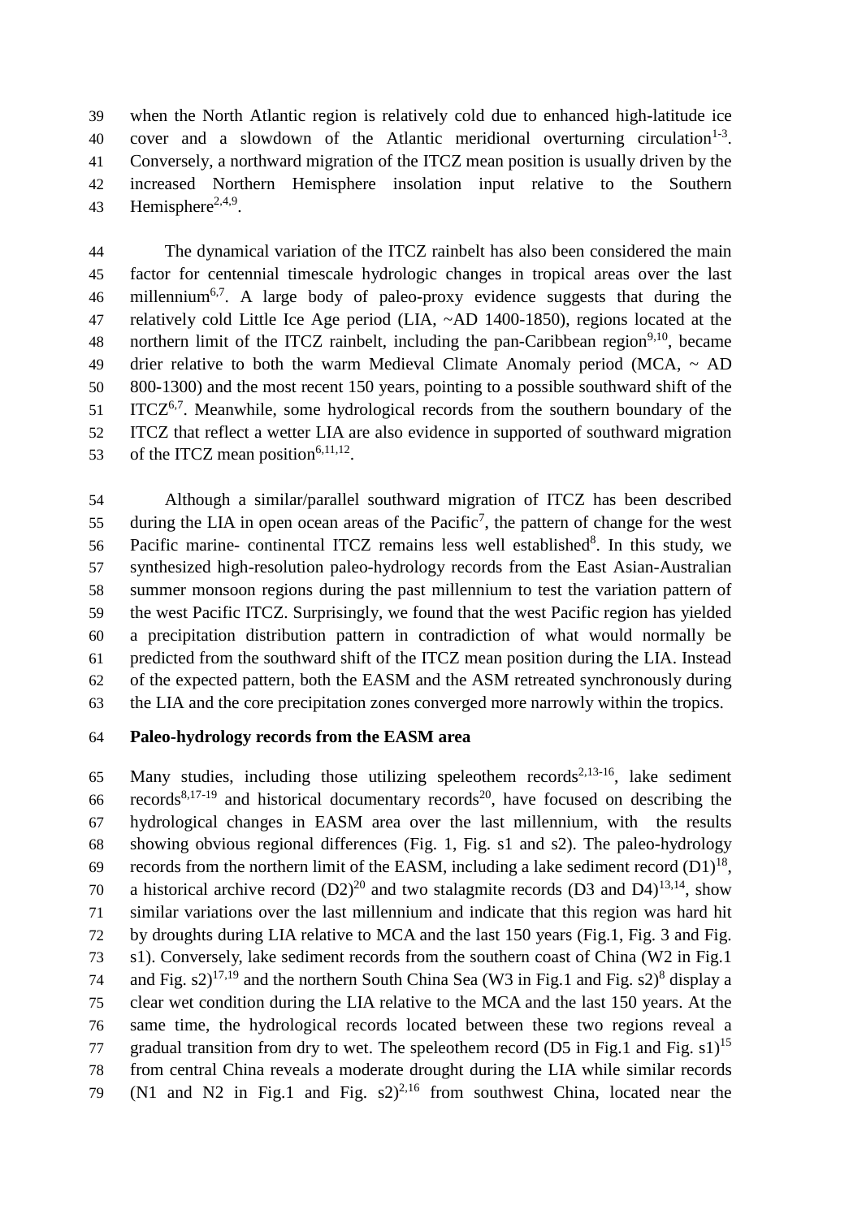when the North Atlantic region is relatively cold due to enhanced high-latitude ice cover and a slowdown of the Atlantic meridional overturning circulation[1-3]. Conversely, a northward migration of the ITCZ mean position is usually driven by the increased Northern Hemisphere insolation input relative to the Southern Hemisphere[2,4,9].

The dynamical variation of the ITCZ rainbelt has also been considered the main factor for centennial timescale hydrologic changes in tropical areas over the last millennium[6,7]. A large body of paleo-proxy evidence suggests that during the relatively cold Little Ice Age period (LIA, ~AD 1400-1850), regions located at the northern limit of the ITCZ rainbelt, including the pan-Caribbean region[9,10], became drier relative to both the warm Medieval Climate Anomaly period (MCA, ~ AD 800-1300) and the most recent 150 years, pointing to a possible southward shift of the ITCZ[6,7]. Meanwhile, some hydrological records from the southern boundary of the ITCZ that reflect a wetter LIA are also evidence in supported of southward migration of the ITCZ mean position[6,11,12].

Although a similar/parallel southward migration of ITCZ has been described during the LIA in open ocean areas of the Pacific[7], the pattern of change for the west Pacific marine- continental ITCZ remains less well established[8]. In this study, we synthesized high-resolution paleo-hydrology records from the East Asian-Australian summer monsoon regions during the past millennium to test the variation pattern of the west Pacific ITCZ. Surprisingly, we found that the west Pacific region has yielded a precipitation distribution pattern in contradiction of what would normally be predicted from the southward shift of the ITCZ mean position during the LIA. Instead of the expected pattern, both the EASM and the ASM retreated synchronously during the LIA and the core precipitation zones converged more narrowly within the tropics.

**Paleo-hydrology records from the EASM area**

Many studies, including those utilizing speleothem records[2,13-16], lake sediment records[8,17-19] and historical documentary records[20], have focused on describing the hydrological changes in EASM area over the last millennium, with the results showing obvious regional differences (Fig. 1, Fig. s1 and s2). The paleo-hydrology records from the northern limit of the EASM, including a lake sediment record (D1)[18], a historical archive record (D2)[20] and two stalagmite records (D3 and D4)[13,14], show similar variations over the last millennium and indicate that this region was hard hit by droughts during LIA relative to MCA and the last 150 years (Fig.1, Fig. 3 and Fig. s1). Conversely, lake sediment records from the southern coast of China (W2 in Fig.1 and Fig. s2)[17,19] and the northern South China Sea (W3 in Fig.1 and Fig. s2)[8] display a clear wet condition during the LIA relative to the MCA and the last 150 years. At the same time, the hydrological records located between these two regions reveal a gradual transition from dry to wet. The speleothem record (D5 in Fig.1 and Fig. s1)[15] from central China reveals a moderate drought during the LIA while similar records (N1 and N2 in Fig.1 and Fig. s2)[2,16] from southwest China, located near the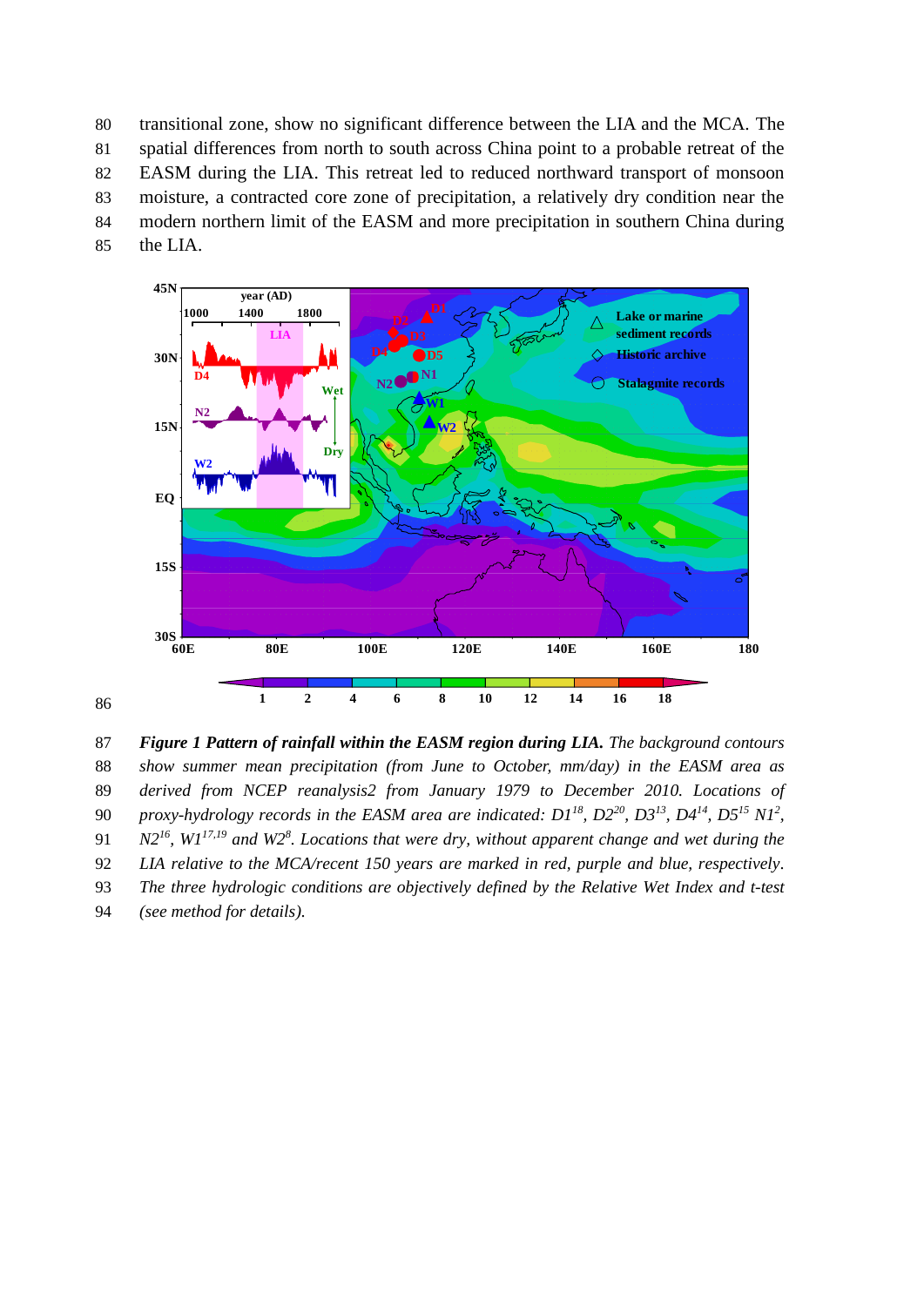transitional zone, show no significant difference between the LIA and the MCA. The spatial differences from north to south across China point to a probable retreat of the EASM during the LIA. This retreat led to reduced northward transport of monsoon moisture, a contracted core zone of precipitation, a relatively dry condition near the modern northern limit of the EASM and more precipitation in southern China during the LIA.

***Figure 1 Pattern of rainfall within the EASM region during LIA.*** *The background contours show summer mean precipitation (from June to October, mm/day) in the EASM area as derived from NCEP reanalysis2 from January 1979 to December 2010. Locations of proxy-hydrology records in the EASM area are indicated: D1[18], D2[20], D3[13], D4[14], D5[15] N1[2], N2[16], W1[17,19] and W2[8]. Locations that were dry, without apparent change and wet during the LIA relative to the MCA/recent 150 years are marked in red, purple and blue, respectively. The three hydrologic conditions are objectively defined by the Relative Wet Index and t-test (see method for details).*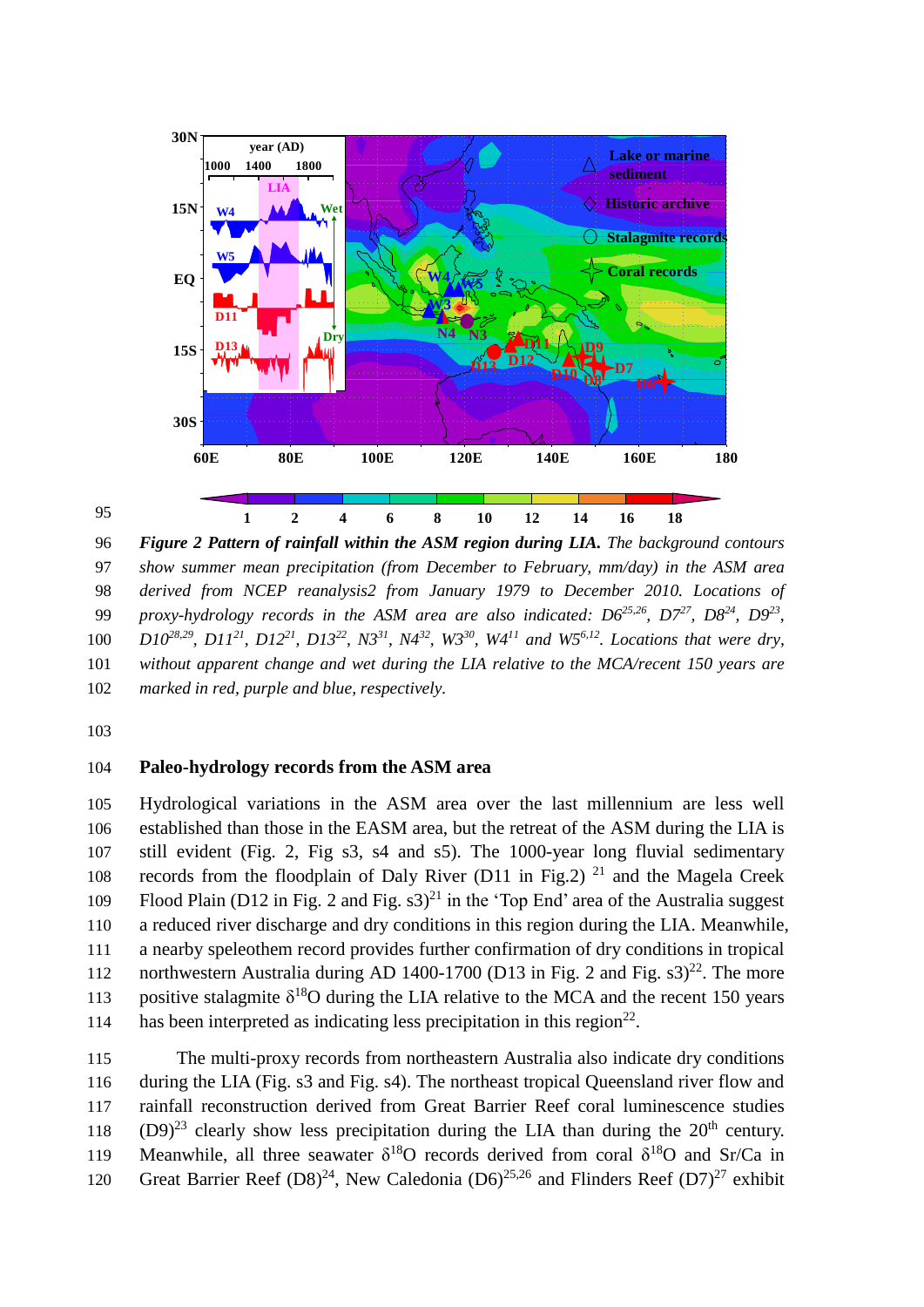*Figure 2 Pattern of rainfall within the ASM region during LIA. The background contours show summer mean precipitation (from December to February, mm/day) in the ASM area derived from NCEP reanalysis2 from January 1979 to December 2010. Locations of proxy-hydrology records in the ASM area are also indicated: D6[25,26], D7[27], D8[24], D9[23], D10[28,29], D11[21], D12[21], D13[22], N3[31], N4[32], W3[30], W4[11] and W5[6,12]. Locations that were dry, without apparent change and wet during the LIA relative to the MCA/recent 150 years are marked in red, purple and blue, respectively.*

## Paleo-hydrology records from the ASM area

Hydrological variations in the ASM area over the last millennium are less well established than those in the EASM area, but the retreat of the ASM during the LIA is still evident (Fig. 2, Fig s3, s4 and s5). The 1000-year long fluvial sedimentary records from the floodplain of Daly River (D11 in Fig.2) [21] and the Magela Creek Flood Plain (D12 in Fig. 2 and Fig. s3)[21] in the 'Top End' area of the Australia suggest a reduced river discharge and dry conditions in this region during the LIA. Meanwhile, a nearby speleothem record provides further confirmation of dry conditions in tropical northwestern Australia during AD 1400-1700 (D13 in Fig. 2 and Fig. s3)[22]. The more positive stalagmite $\delta^{18}O$ during the LIA relative to the MCA and the recent 150 years has been interpreted as indicating less precipitation in this region[22].

The multi-proxy records from northeastern Australia also indicate dry conditions during the LIA (Fig. s3 and Fig. s4). The northeast tropical Queensland river flow and rainfall reconstruction derived from Great Barrier Reef coral luminescence studies (D9)[23] clearly show less precipitation during the LIA than during the 20$^{th}$ century. Meanwhile, all three seawater $\delta^{18}O$ records derived from coral $\delta^{18}O$ and Sr/Ca in Great Barrier Reef (D8)[24], New Caledonia (D6)[25,26] and Flinders Reef (D7)[27] exhibit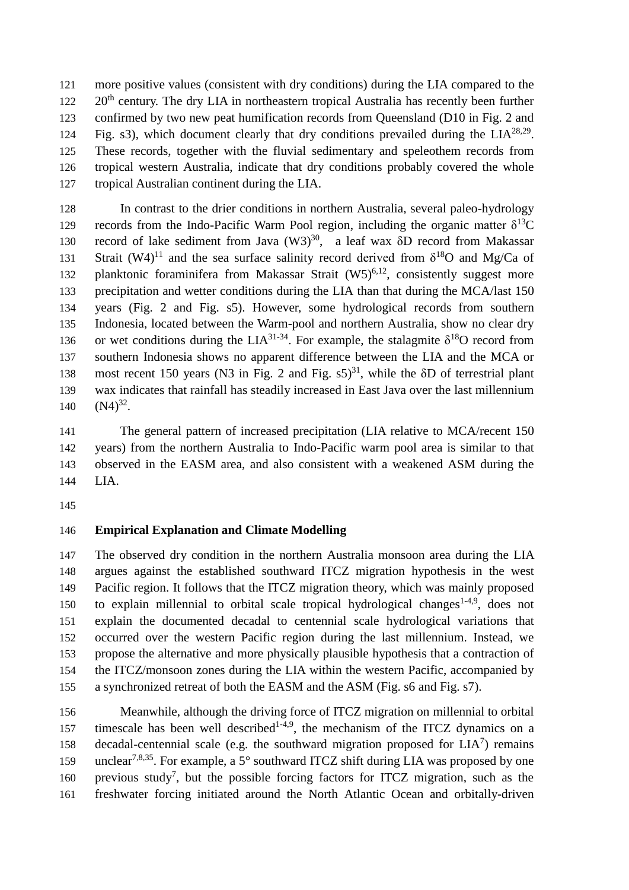more positive values (consistent with dry conditions) during the LIA compared to the 20th century. The dry LIA in northeastern tropical Australia has recently been further confirmed by two new peat humification records from Queensland (D10 in Fig. 2 and Fig. s3), which document clearly that dry conditions prevailed during the LIA[28,29]. These records, together with the fluvial sedimentary and speleothem records from tropical western Australia, indicate that dry conditions probably covered the whole tropical Australian continent during the LIA.

In contrast to the drier conditions in northern Australia, several paleo-hydrology records from the Indo-Pacific Warm Pool region, including the organic matter $\delta^{13}C$ record of lake sediment from Java (W3)[30], a leaf wax $\delta D$ record from Makassar Strait (W4)[11] and the sea surface salinity record derived from $\delta^{18}O$ and Mg/Ca of planktonic foraminifera from Makassar Strait (W5)[6,12], consistently suggest more precipitation and wetter conditions during the LIA than that during the MCA/last 150 years (Fig. 2 and Fig. s5). However, some hydrological records from southern Indonesia, located between the Warm-pool and northern Australia, show no clear dry or wet conditions during the LIA[31-34]. For example, the stalagmite $\delta^{18}O$ record from southern Indonesia shows no apparent difference between the LIA and the MCA or most recent 150 years (N3 in Fig. 2 and Fig. s5)[31], while the $\delta D$ of terrestrial plant wax indicates that rainfall has steadily increased in East Java over the last millennium (N4)[32].

The general pattern of increased precipitation (LIA relative to MCA/recent 150 years) from the northern Australia to Indo-Pacific warm pool area is similar to that observed in the EASM area, and also consistent with a weakened ASM during the LIA.

## Empirical Explanation and Climate Modelling

The observed dry condition in the northern Australia monsoon area during the LIA argues against the established southward ITCZ migration hypothesis in the west Pacific region. It follows that the ITCZ migration theory, which was mainly proposed to explain millennial to orbital scale tropical hydrological changes[1-4,9], does not explain the documented decadal to centennial scale hydrological variations that occurred over the western Pacific region during the last millennium. Instead, we propose the alternative and more physically plausible hypothesis that a contraction of the ITCZ/monsoon zones during the LIA within the western Pacific, accompanied by a synchronized retreat of both the EASM and the ASM (Fig. s6 and Fig. s7).

Meanwhile, although the driving force of ITCZ migration on millennial to orbital timescale has been well described[1-4,9], the mechanism of the ITCZ dynamics on a decadal-centennial scale (e.g. the southward migration proposed for LIA[7]) remains unclear[7,8,35]. For example, a 5° southward ITCZ shift during LIA was proposed by one previous study[7], but the possible forcing factors for ITCZ migration, such as the freshwater forcing initiated around the North Atlantic Ocean and orbitally-driven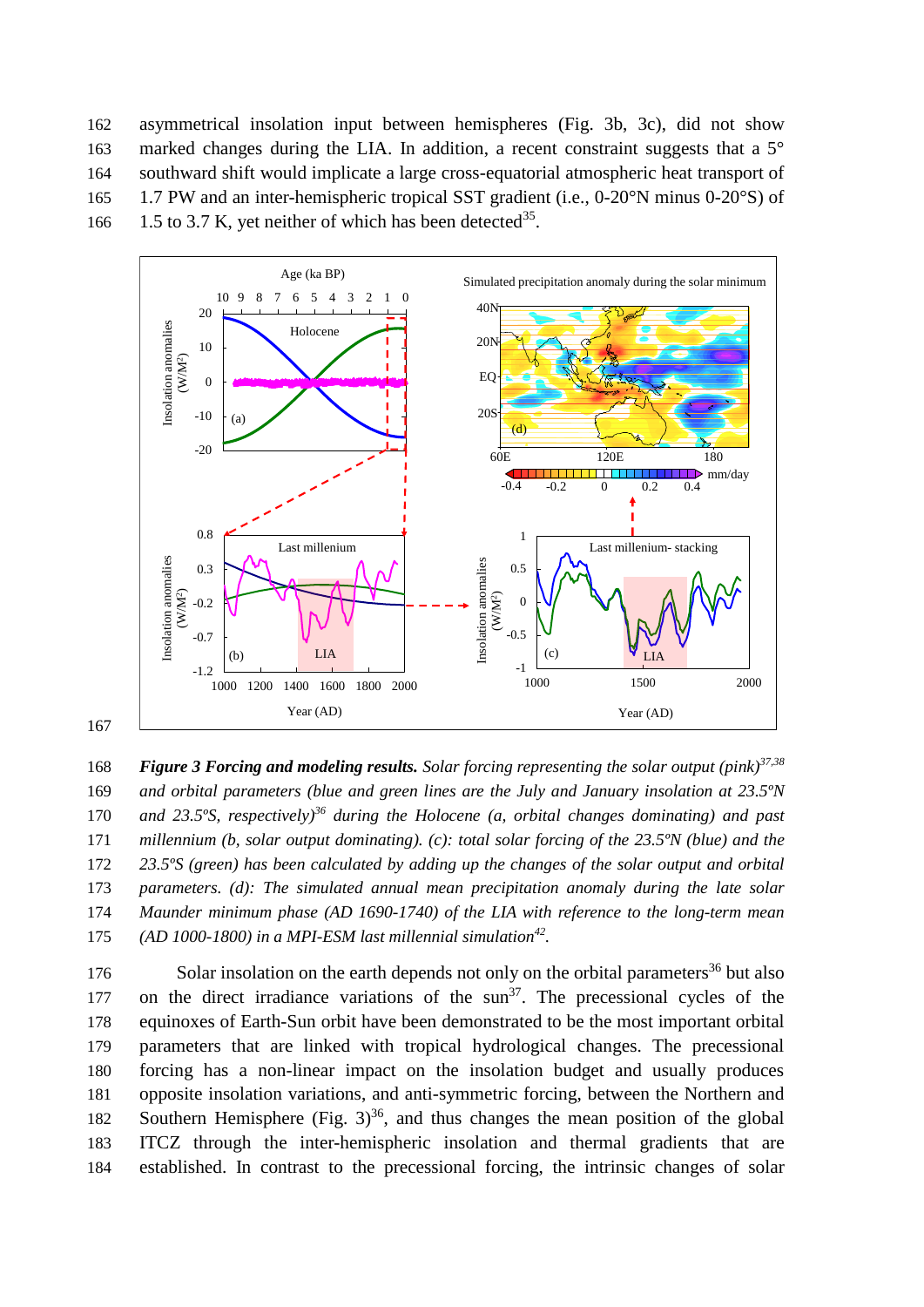asymmetrical insolation input between hemispheres (Fig. 3b, 3c), did not show marked changes during the LIA. In addition, a recent constraint suggests that a 5° southward shift would implicate a large cross-equatorial atmospheric heat transport of 1.7 PW and an inter-hemispheric tropical SST gradient (i.e., 0-20°N minus 0-20°S) of 1.5 to 3.7 K, yet neither of which has been detected[35].

***Figure 3 Forcing and modeling results.*** *Solar forcing representing the solar output (pink)*[37,38] *and orbital parameters (blue and green lines are the July and January insolation at 23.5ºN and 23.5ºS, respectively)*[36] *during the Holocene (a, orbital changes dominating) and past millennium (b, solar output dominating). (c): total solar forcing of the 23.5ºN (blue) and the 23.5ºS (green) has been calculated by adding up the changes of the solar output and orbital parameters. (d): The simulated annual mean precipitation anomaly during the late solar Maunder minimum phase (AD 1690-1740) of the LIA with reference to the long-term mean (AD 1000-1800) in a MPI-ESM last millennial simulation*[42].

Solar insolation on the earth depends not only on the orbital parameters[36] but also on the direct irradiance variations of the sun[37]. The precessional cycles of the equinoxes of Earth-Sun orbit have been demonstrated to be the most important orbital parameters that are linked with tropical hydrological changes. The precessional forcing has a non-linear impact on the insolation budget and usually produces opposite insolation variations, and anti-symmetric forcing, between the Northern and Southern Hemisphere (Fig. 3)[36], and thus changes the mean position of the global ITCZ through the inter-hemispheric insolation and thermal gradients that are established. In contrast to the precessional forcing, the intrinsic changes of solar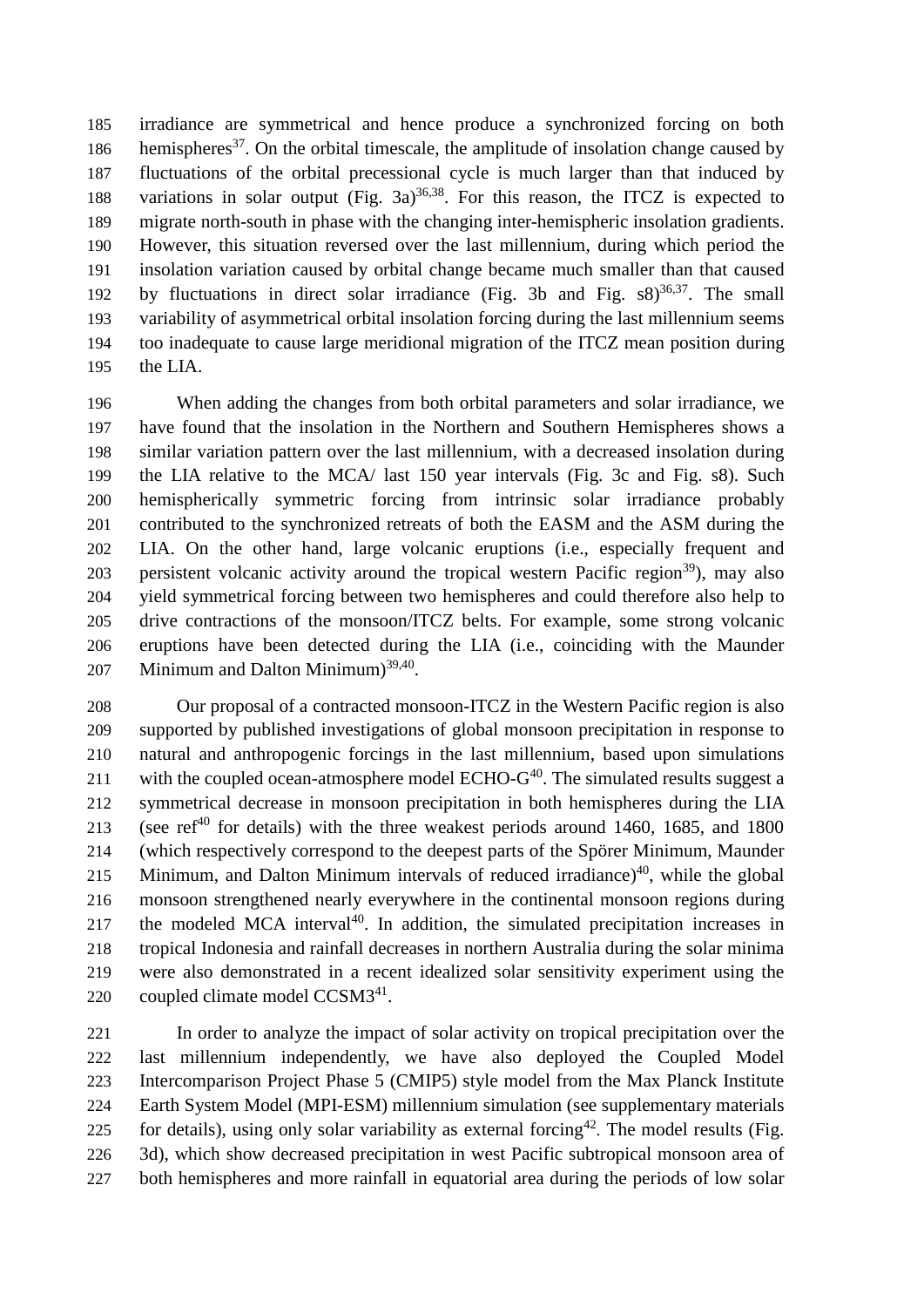irradiance are symmetrical and hence produce a synchronized forcing on both hemispheres[37]. On the orbital timescale, the amplitude of insolation change caused by fluctuations of the orbital precessional cycle is much larger than that induced by variations in solar output (Fig. 3a)[36,38]. For this reason, the ITCZ is expected to migrate north-south in phase with the changing inter-hemispheric insolation gradients. However, this situation reversed over the last millennium, during which period the insolation variation caused by orbital change became much smaller than that caused by fluctuations in direct solar irradiance (Fig. 3b and Fig. s8)[36,37]. The small variability of asymmetrical orbital insolation forcing during the last millennium seems too inadequate to cause large meridional migration of the ITCZ mean position during the LIA.

When adding the changes from both orbital parameters and solar irradiance, we have found that the insolation in the Northern and Southern Hemispheres shows a similar variation pattern over the last millennium, with a decreased insolation during the LIA relative to the MCA/ last 150 year intervals (Fig. 3c and Fig. s8). Such hemispherically symmetric forcing from intrinsic solar irradiance probably contributed to the synchronized retreats of both the EASM and the ASM during the LIA. On the other hand, large volcanic eruptions (i.e., especially frequent and persistent volcanic activity around the tropical western Pacific region[39]), may also yield symmetrical forcing between two hemispheres and could therefore also help to drive contractions of the monsoon/ITCZ belts. For example, some strong volcanic eruptions have been detected during the LIA (i.e., coinciding with the Maunder Minimum and Dalton Minimum)[39,40].

Our proposal of a contracted monsoon-ITCZ in the Western Pacific region is also supported by published investigations of global monsoon precipitation in response to natural and anthropogenic forcings in the last millennium, based upon simulations with the coupled ocean-atmosphere model ECHO-G[40]. The simulated results suggest a symmetrical decrease in monsoon precipitation in both hemispheres during the LIA (see ref[40] for details) with the three weakest periods around 1460, 1685, and 1800 (which respectively correspond to the deepest parts of the Spörer Minimum, Maunder Minimum, and Dalton Minimum intervals of reduced irradiance)[40], while the global monsoon strengthened nearly everywhere in the continental monsoon regions during the modeled MCA interval[40]. In addition, the simulated precipitation increases in tropical Indonesia and rainfall decreases in northern Australia during the solar minima were also demonstrated in a recent idealized solar sensitivity experiment using the coupled climate model CCSM3[41].

In order to analyze the impact of solar activity on tropical precipitation over the last millennium independently, we have also deployed the Coupled Model Intercomparison Project Phase 5 (CMIP5) style model from the Max Planck Institute Earth System Model (MPI-ESM) millennium simulation (see supplementary materials for details), using only solar variability as external forcing[42]. The model results (Fig. 3d), which show decreased precipitation in west Pacific subtropical monsoon area of both hemispheres and more rainfall in equatorial area during the periods of low solar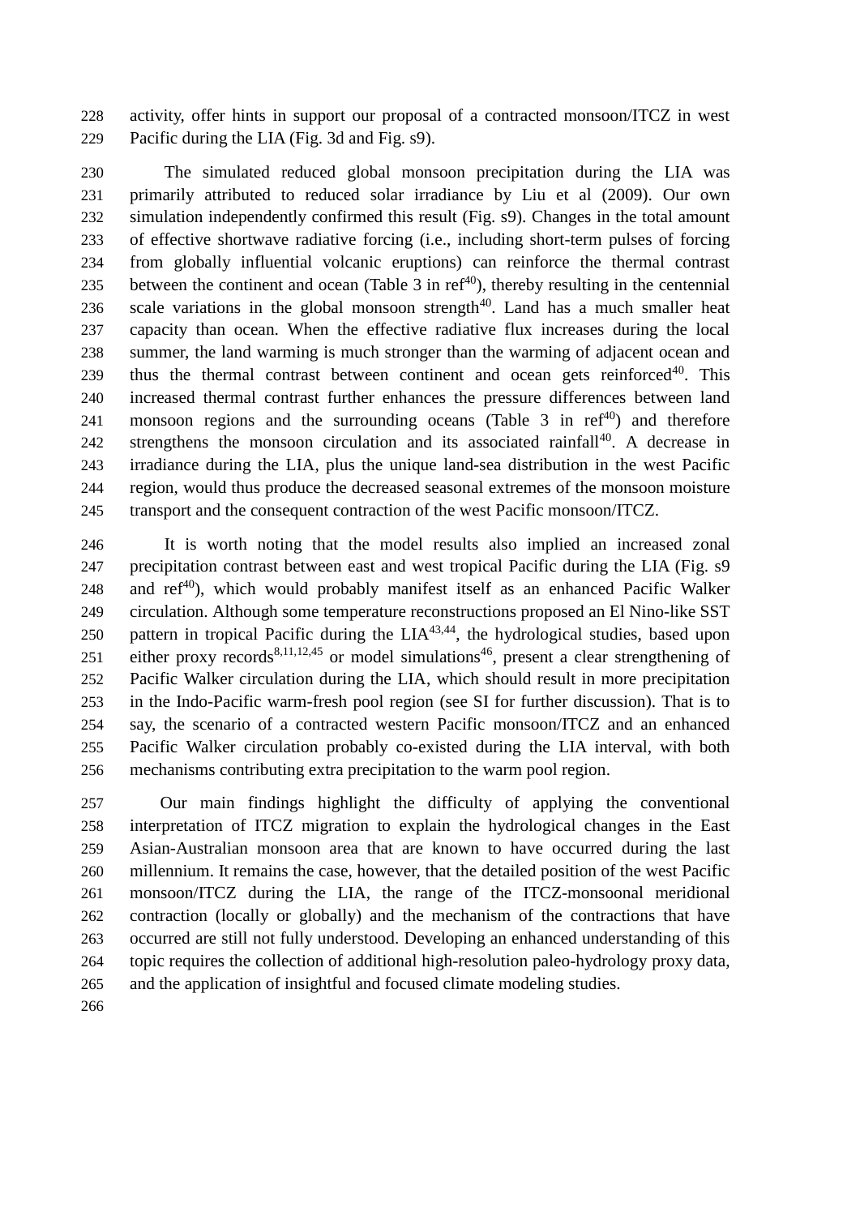activity, offer hints in support our proposal of a contracted monsoon/ITCZ in west Pacific during the LIA (Fig. 3d and Fig. s9).

The simulated reduced global monsoon precipitation during the LIA was primarily attributed to reduced solar irradiance by Liu et al (2009). Our own simulation independently confirmed this result (Fig. s9). Changes in the total amount of effective shortwave radiative forcing (i.e., including short-term pulses of forcing from globally influential volcanic eruptions) can reinforce the thermal contrast between the continent and ocean (Table 3 in ref[40]), thereby resulting in the centennial scale variations in the global monsoon strength[40]. Land has a much smaller heat capacity than ocean. When the effective radiative flux increases during the local summer, the land warming is much stronger than the warming of adjacent ocean and thus the thermal contrast between continent and ocean gets reinforced[40]. This increased thermal contrast further enhances the pressure differences between land monsoon regions and the surrounding oceans (Table 3 in ref[40]) and therefore strengthens the monsoon circulation and its associated rainfall[40]. A decrease in irradiance during the LIA, plus the unique land-sea distribution in the west Pacific region, would thus produce the decreased seasonal extremes of the monsoon moisture transport and the consequent contraction of the west Pacific monsoon/ITCZ.

It is worth noting that the model results also implied an increased zonal precipitation contrast between east and west tropical Pacific during the LIA (Fig. s9 and ref[40]), which would probably manifest itself as an enhanced Pacific Walker circulation. Although some temperature reconstructions proposed an El Nino-like SST pattern in tropical Pacific during the LIA[43,44], the hydrological studies, based upon either proxy records[8,11,12,45] or model simulations[46], present a clear strengthening of Pacific Walker circulation during the LIA, which should result in more precipitation in the Indo-Pacific warm-fresh pool region (see SI for further discussion). That is to say, the scenario of a contracted western Pacific monsoon/ITCZ and an enhanced Pacific Walker circulation probably co-existed during the LIA interval, with both mechanisms contributing extra precipitation to the warm pool region.

Our main findings highlight the difficulty of applying the conventional interpretation of ITCZ migration to explain the hydrological changes in the East Asian-Australian monsoon area that are known to have occurred during the last millennium. It remains the case, however, that the detailed position of the west Pacific monsoon/ITCZ during the LIA, the range of the ITCZ-monsoonal meridional contraction (locally or globally) and the mechanism of the contractions that have occurred are still not fully understood. Developing an enhanced understanding of this topic requires the collection of additional high-resolution paleo-hydrology proxy data, and the application of insightful and focused climate modeling studies.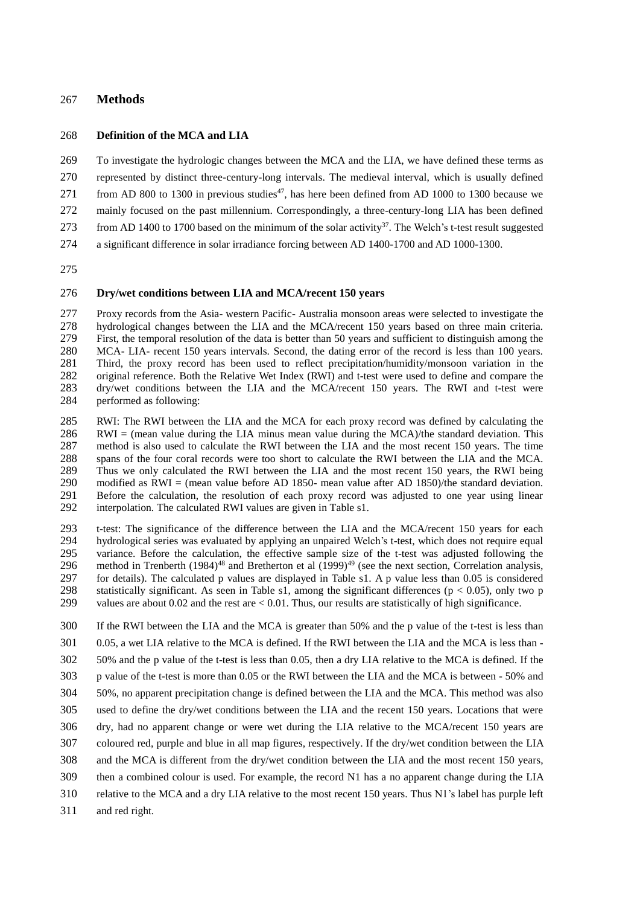## Methods

### Definition of the MCA and LIA

To investigate the hydrologic changes between the MCA and the LIA, we have defined these terms as represented by distinct three-century-long intervals. The medieval interval, which is usually defined from AD 800 to 1300 in previous studies[47], has here been defined from AD 1000 to 1300 because we mainly focused on the past millennium. Correspondingly, a three-century-long LIA has been defined from AD 1400 to 1700 based on the minimum of the solar activity[37]. The Welch's t-test result suggested a significant difference in solar irradiance forcing between AD 1400-1700 and AD 1000-1300.

### Dry/wet conditions between LIA and MCA/recent 150 years

Proxy records from the Asia- western Pacific- Australia monsoon areas were selected to investigate the hydrological changes between the LIA and the MCA/recent 150 years based on three main criteria. First, the temporal resolution of the data is better than 50 years and sufficient to distinguish among the MCA- LIA- recent 150 years intervals. Second, the dating error of the record is less than 100 years. Third, the proxy record has been used to reflect precipitation/humidity/monsoon variation in the original reference. Both the Relative Wet Index (RWI) and t-test were used to define and compare the dry/wet conditions between the LIA and the MCA/recent 150 years. The RWI and t-test were performed as following:

RWI: The RWI between the LIA and the MCA for each proxy record was defined by calculating the RWI = (mean value during the LIA minus mean value during the MCA)/the standard deviation. This method is also used to calculate the RWI between the LIA and the most recent 150 years. The time spans of the four coral records were too short to calculate the RWI between the LIA and the MCA. Thus we only calculated the RWI between the LIA and the most recent 150 years, the RWI being modified as RWI = (mean value before AD 1850- mean value after AD 1850)/the standard deviation. Before the calculation, the resolution of each proxy record was adjusted to one year using linear interpolation. The calculated RWI values are given in Table s1.

t-test: The significance of the difference between the LIA and the MCA/recent 150 years for each hydrological series was evaluated by applying an unpaired Welch's t-test, which does not require equal variance. Before the calculation, the effective sample size of the t-test was adjusted following the method in Trenberth (1984)[48] and Bretherton et al (1999)[49] (see the next section, Correlation analysis, for details). The calculated p values are displayed in Table s1. A p value less than 0.05 is considered statistically significant. As seen in Table s1, among the significant differences ($p < 0.05$), only two p values are about 0.02 and the rest are $< 0.01$. Thus, our results are statistically of high significance.

If the RWI between the LIA and the MCA is greater than 50% and the p value of the t-test is less than 0.05, a wet LIA relative to the MCA is defined. If the RWI between the LIA and the MCA is less than -50% and the p value of the t-test is less than 0.05, then a dry LIA relative to the MCA is defined. If the p value of the t-test is more than 0.05 or the RWI between the LIA and the MCA is between - 50% and 50%, no apparent precipitation change is defined between the LIA and the MCA. This method was also used to define the dry/wet conditions between the LIA and the recent 150 years. Locations that were dry, had no apparent change or were wet during the LIA relative to the MCA/recent 150 years are coloured red, purple and blue in all map figures, respectively. If the dry/wet condition between the LIA and the MCA is different from the dry/wet condition between the LIA and the most recent 150 years, then a combined colour is used. For example, the record N1 has a no apparent change during the LIA relative to the MCA and a dry LIA relative to the most recent 150 years. Thus N1's label has purple left and red right.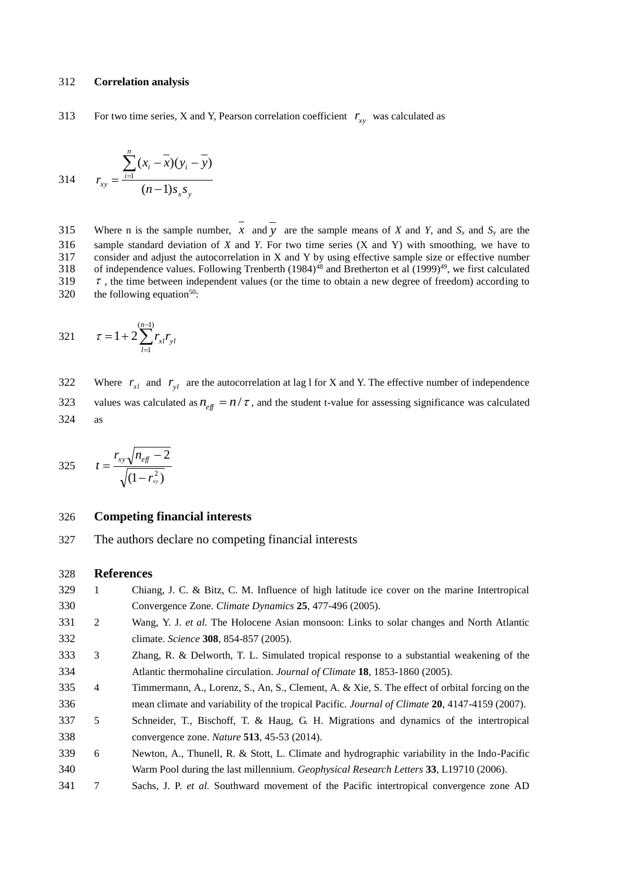**Correlation analysis**

For two time series, X and Y, Pearson correlation coefficient $r_{xy}$ was calculated as

$$r_{xy} = \frac{\sum_{i=1}^{n}(x_i - \bar{x})(y_i - \bar{y})}{(n-1)s_x s_y}$$

Where n is the sample number, $\bar{x}$ and $\bar{y}$ are the sample means of *X* and *Y*, and $S_x$ and $S_y$ are the sample standard deviation of *X* and *Y*. For two time series (X and Y) with smoothing, we have to consider and adjust the autocorrelation in X and Y by using effective sample size or effective number of independence values. Following Trenberth (1984)[48] and Bretherton et al (1999)[49], we first calculated $\tau$, the time between independent values (or the time to obtain a new degree of freedom) according to the following equation[50]:

$$\tau = 1 + 2\sum_{l=1}^{(n-1)} r_{xl} r_{yl}$$

Where $r_{xl}$ and $r_{yl}$ are the autocorrelation at lag l for X and Y. The effective number of independence values was calculated as $n_{eff} = n/\tau$, and the student t-value for assessing significance was calculated as

$$t = \frac{r_{xy}\sqrt{n_{eff} - 2}}{\sqrt{(1 - r_{xy}^2)}}$$

## Competing financial interests

The authors declare no competing financial interests

## References

1. Chiang, J. C. & Bitz, C. M. Influence of high latitude ice cover on the marine Intertropical Convergence Zone. *Climate Dynamics* **25**, 477-496 (2005).
2. Wang, Y. J. *et al.* The Holocene Asian monsoon: Links to solar changes and North Atlantic climate. *Science* **308**, 854-857 (2005).
3. Zhang, R. & Delworth, T. L. Simulated tropical response to a substantial weakening of the Atlantic thermohaline circulation. *Journal of Climate* **18**, 1853-1860 (2005).
4. Timmermann, A., Lorenz, S., An, S., Clement, A. & Xie, S. The effect of orbital forcing on the mean climate and variability of the tropical Pacific. *Journal of Climate* **20**, 4147-4159 (2007).
5. Schneider, T., Bischoff, T. & Haug, G. H. Migrations and dynamics of the intertropical convergence zone. *Nature* **513**, 45-53 (2014).
6. Newton, A., Thunell, R. & Stott, L. Climate and hydrographic variability in the Indo-Pacific Warm Pool during the last millennium. *Geophysical Research Letters* **33**, L19710 (2006).
7. Sachs, J. P. *et al.* Southward movement of the Pacific intertropical convergence zone AD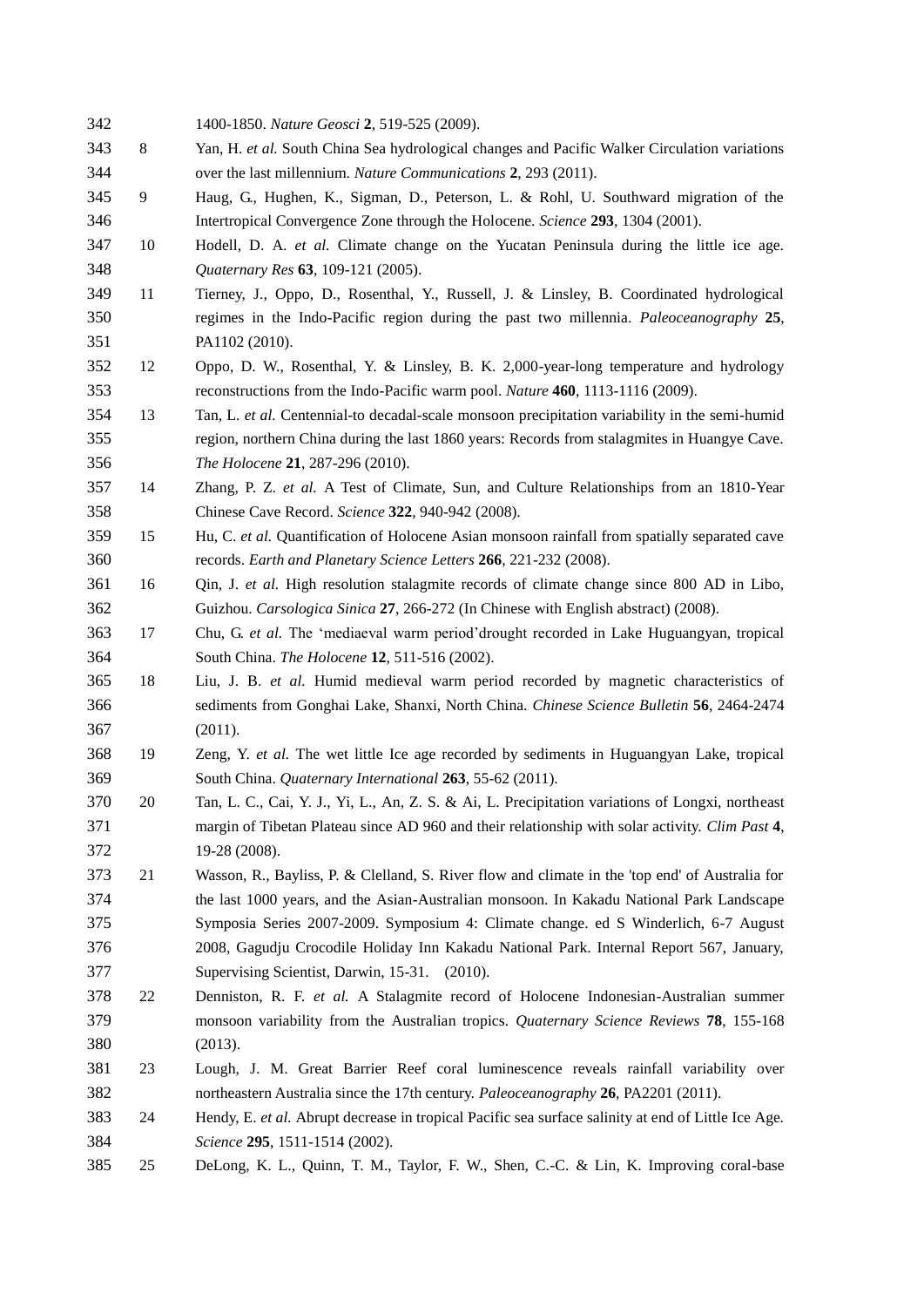1400-1850. *Nature Geosci* **2**, 519-525 (2009).

8. Yan, H. *et al.* South China Sea hydrological changes and Pacific Walker Circulation variations over the last millennium. *Nature Communications* **2**, 293 (2011).
9. Haug, G., Hughen, K., Sigman, D., Peterson, L. & Rohl, U. Southward migration of the Intertropical Convergence Zone through the Holocene. *Science* **293**, 1304 (2001).
10. Hodell, D. A. *et al.* Climate change on the Yucatan Peninsula during the little ice age. *Quaternary Res* **63**, 109-121 (2005).
11. Tierney, J., Oppo, D., Rosenthal, Y., Russell, J. & Linsley, B. Coordinated hydrological regimes in the Indo-Pacific region during the past two millennia. *Paleoceanography* **25**, PA1102 (2010).
12. Oppo, D. W., Rosenthal, Y. & Linsley, B. K. 2,000-year-long temperature and hydrology reconstructions from the Indo-Pacific warm pool. *Nature* **460**, 1113-1116 (2009).
13. Tan, L. *et al.* Centennial-to decadal-scale monsoon precipitation variability in the semi-humid region, northern China during the last 1860 years: Records from stalagmites in Huangye Cave. *The Holocene* **21**, 287-296 (2010).
14. Zhang, P. Z. *et al.* A Test of Climate, Sun, and Culture Relationships from an 1810-Year Chinese Cave Record. *Science* **322**, 940-942 (2008).
15. Hu, C. *et al.* Quantification of Holocene Asian monsoon rainfall from spatially separated cave records. *Earth and Planetary Science Letters* **266**, 221-232 (2008).
16. Qin, J. *et al.* High resolution stalagmite records of climate change since 800 AD in Libo, Guizhou. *Carsologica Sinica* **27**, 266-272 (In Chinese with English abstract) (2008).
17. Chu, G. *et al.* The 'mediaeval warm period'drought recorded in Lake Huguangyan, tropical South China. *The Holocene* **12**, 511-516 (2002).
18. Liu, J. B. *et al.* Humid medieval warm period recorded by magnetic characteristics of sediments from Gonghai Lake, Shanxi, North China. *Chinese Science Bulletin* **56**, 2464-2474 (2011).
19. Zeng, Y. *et al.* The wet little Ice age recorded by sediments in Huguangyan Lake, tropical South China. *Quaternary International* **263**, 55-62 (2011).
20. Tan, L. C., Cai, Y. J., Yi, L., An, Z. S. & Ai, L. Precipitation variations of Longxi, northeast margin of Tibetan Plateau since AD 960 and their relationship with solar activity. *Clim Past* **4**, 19-28 (2008).
21. Wasson, R., Bayliss, P. & Clelland, S. River flow and climate in the 'top end' of Australia for the last 1000 years, and the Asian-Australian monsoon. In Kakadu National Park Landscape Symposia Series 2007-2009. Symposium 4: Climate change. ed S Winderlich, 6-7 August 2008, Gagudju Crocodile Holiday Inn Kakadu National Park. Internal Report 567, January, Supervising Scientist, Darwin, 15-31. (2010).
22. Denniston, R. F. *et al.* A Stalagmite record of Holocene Indonesian-Australian summer monsoon variability from the Australian tropics. *Quaternary Science Reviews* **78**, 155-168 (2013).
23. Lough, J. M. Great Barrier Reef coral luminescence reveals rainfall variability over northeastern Australia since the 17th century. *Paleoceanography* **26**, PA2201 (2011).
24. Hendy, E. *et al.* Abrupt decrease in tropical Pacific sea surface salinity at end of Little Ice Age. *Science* **295**, 1511-1514 (2002).
25. DeLong, K. L., Quinn, T. M., Taylor, F. W., Shen, C.-C. & Lin, K. Improving coral-base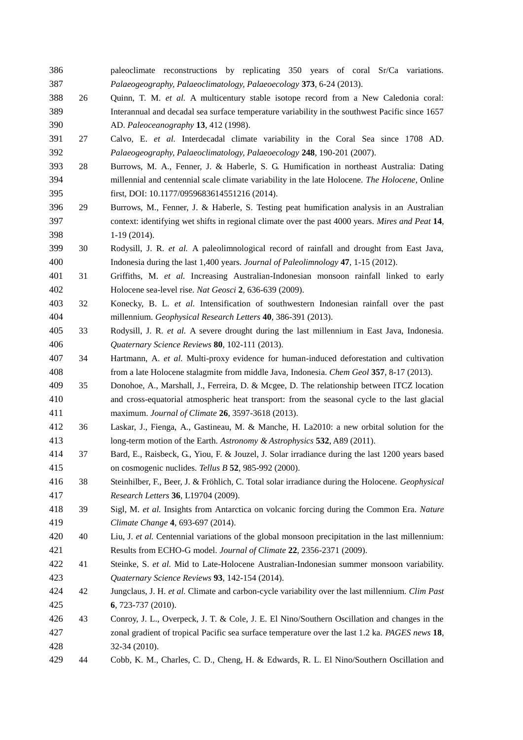paleoclimate reconstructions by replicating 350 years of coral Sr/Ca variations. *Palaeogeography, Palaeoclimatology, Palaeoecology* **373**, 6-24 (2013).

26 Quinn, T. M. *et al.* A multicentury stable isotope record from a New Caledonia coral: Interannual and decadal sea surface temperature variability in the southwest Pacific since 1657 AD. *Paleoceanography* **13**, 412 (1998).

27 Calvo, E. *et al.* Interdecadal climate variability in the Coral Sea since 1708 AD. *Palaeogeography, Palaeoclimatology, Palaeoecology* **248**, 190-201 (2007).

28 Burrows, M. A., Fenner, J. & Haberle, S. G. Humification in northeast Australia: Dating millennial and centennial scale climate variability in the late Holocene. *The Holocene*, Online first, DOI: 10.1177/0959683614551216 (2014).

29 Burrows, M., Fenner, J. & Haberle, S. Testing peat humification analysis in an Australian context: identifying wet shifts in regional climate over the past 4000 years. *Mires and Peat* **14**, 1-19 (2014).

30 Rodysill, J. R. *et al.* A paleolimnological record of rainfall and drought from East Java, Indonesia during the last 1,400 years. *Journal of Paleolimnology* **47**, 1-15 (2012).

31 Griffiths, M. *et al.* Increasing Australian-Indonesian monsoon rainfall linked to early Holocene sea-level rise. *Nat Geosci* **2**, 636-639 (2009).

32 Konecky, B. L. *et al.* Intensification of southwestern Indonesian rainfall over the past millennium. *Geophysical Research Letters* **40**, 386-391 (2013).

33 Rodysill, J. R. *et al.* A severe drought during the last millennium in East Java, Indonesia. *Quaternary Science Reviews* **80**, 102-111 (2013).

34 Hartmann, A. *et al.* Multi-proxy evidence for human-induced deforestation and cultivation from a late Holocene stalagmite from middle Java, Indonesia. *Chem Geol* **357**, 8-17 (2013).

35 Donohoe, A., Marshall, J., Ferreira, D. & Mcgee, D. The relationship between ITCZ location and cross-equatorial atmospheric heat transport: from the seasonal cycle to the last glacial maximum. *Journal of Climate* **26**, 3597-3618 (2013).

36 Laskar, J., Fienga, A., Gastineau, M. & Manche, H. La2010: a new orbital solution for the long-term motion of the Earth. *Astronomy & Astrophysics* **532**, A89 (2011).

37 Bard, E., Raisbeck, G., Yiou, F. & Jouzel, J. Solar irradiance during the last 1200 years based on cosmogenic nuclides. *Tellus B* **52**, 985-992 (2000).

38 Steinhilber, F., Beer, J. & Fröhlich, C. Total solar irradiance during the Holocene. *Geophysical Research Letters* **36**, L19704 (2009).

39 Sigl, M. *et al.* Insights from Antarctica on volcanic forcing during the Common Era. *Nature Climate Change* **4**, 693-697 (2014).

40 Liu, J. *et al.* Centennial variations of the global monsoon precipitation in the last millennium: Results from ECHO-G model. *Journal of Climate* **22**, 2356-2371 (2009).

41 Steinke, S. *et al.* Mid to Late-Holocene Australian-Indonesian summer monsoon variability. *Quaternary Science Reviews* **93**, 142-154 (2014).

42 Jungclaus, J. H. *et al.* Climate and carbon-cycle variability over the last millennium. *Clim Past* **6**, 723-737 (2010).

43 Conroy, J. L., Overpeck, J. T. & Cole, J. E. El Nino/Southern Oscillation and changes in the zonal gradient of tropical Pacific sea surface temperature over the last 1.2 ka. *PAGES news* **18**, 32-34 (2010).

44 Cobb, K. M., Charles, C. D., Cheng, H. & Edwards, R. L. El Nino/Southern Oscillation and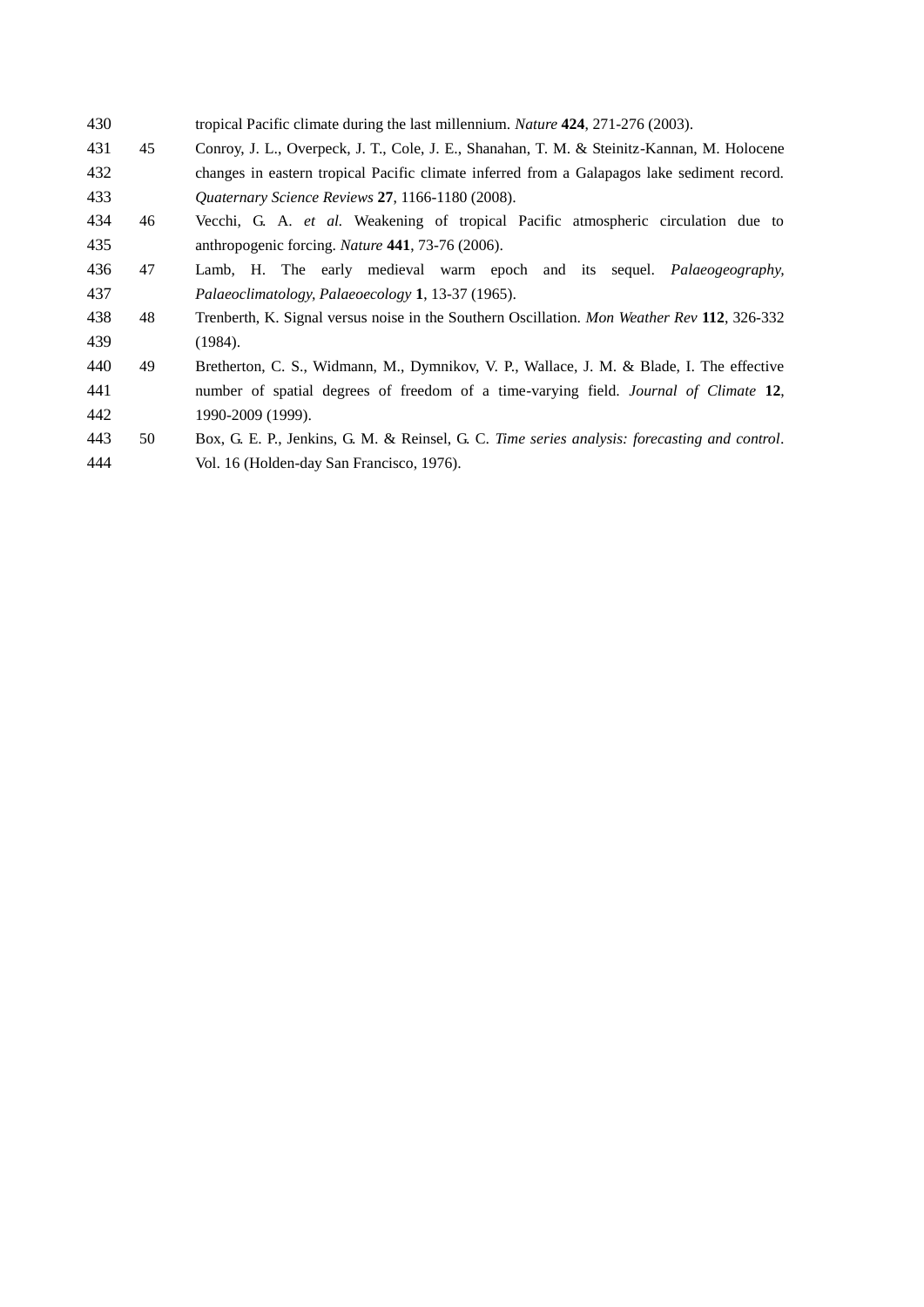tropical Pacific climate during the last millennium. *Nature* **424**, 271-276 (2003).

45 Conroy, J. L., Overpeck, J. T., Cole, J. E., Shanahan, T. M. & Steinitz-Kannan, M. Holocene changes in eastern tropical Pacific climate inferred from a Galapagos lake sediment record. *Quaternary Science Reviews* **27**, 1166-1180 (2008).

46 Vecchi, G. A. *et al.* Weakening of tropical Pacific atmospheric circulation due to anthropogenic forcing. *Nature* **441**, 73-76 (2006).

47 Lamb, H. The early medieval warm epoch and its sequel. *Palaeogeography, Palaeoclimatology, Palaeoecology* **1**, 13-37 (1965).

48 Trenberth, K. Signal versus noise in the Southern Oscillation. *Mon Weather Rev* **112**, 326-332 (1984).

49 Bretherton, C. S., Widmann, M., Dymnikov, V. P., Wallace, J. M. & Blade, I. The effective number of spatial degrees of freedom of a time-varying field. *Journal of Climate* **12**, 1990-2009 (1999).

50 Box, G. E. P., Jenkins, G. M. & Reinsel, G. C. *Time series analysis: forecasting and control*. Vol. 16 (Holden-day San Francisco, 1976).